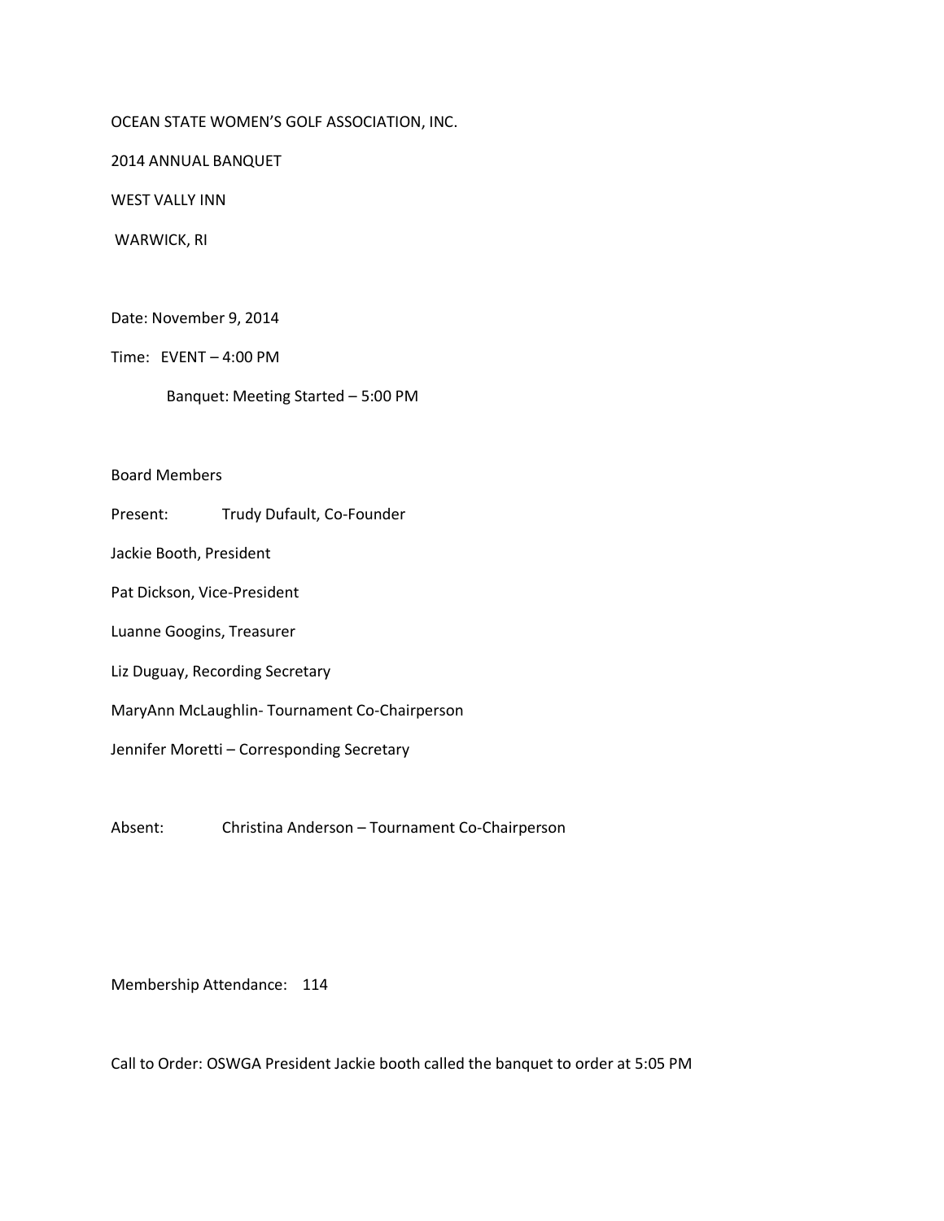OCEAN STATE WOMEN'S GOLF ASSOCIATION, INC.

2014 ANNUAL BANQUET

WEST VALLY INN

WARWICK, RI

Date: November 9, 2014

Time: EVENT – 4:00 PM

Banquet: Meeting Started – 5:00 PM

Board Members

Present: Trudy Dufault, Co-Founder

Jackie Booth, President

Pat Dickson, Vice-President

Luanne Googins, Treasurer

Liz Duguay, Recording Secretary

MaryAnn McLaughlin- Tournament Co-Chairperson

Jennifer Moretti – Corresponding Secretary

Absent: Christina Anderson – Tournament Co-Chairperson

Membership Attendance: 114

Call to Order: OSWGA President Jackie booth called the banquet to order at 5:05 PM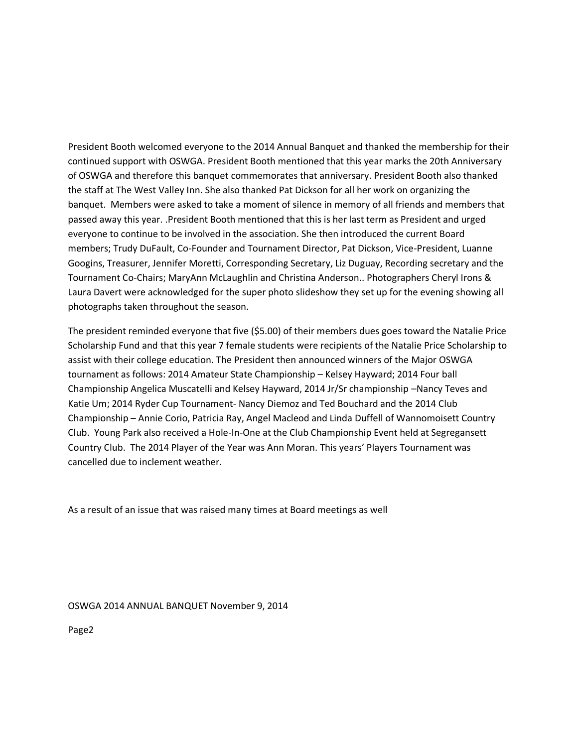President Booth welcomed everyone to the 2014 Annual Banquet and thanked the membership for their continued support with OSWGA. President Booth mentioned that this year marks the 20th Anniversary of OSWGA and therefore this banquet commemorates that anniversary. President Booth also thanked the staff at The West Valley Inn. She also thanked Pat Dickson for all her work on organizing the banquet. Members were asked to take a moment of silence in memory of all friends and members that passed away this year. .President Booth mentioned that this is her last term as President and urged everyone to continue to be involved in the association. She then introduced the current Board members; Trudy DuFault, Co-Founder and Tournament Director, Pat Dickson, Vice-President, Luanne Googins, Treasurer, Jennifer Moretti, Corresponding Secretary, Liz Duguay, Recording secretary and the Tournament Co-Chairs; MaryAnn McLaughlin and Christina Anderson.. Photographers Cheryl Irons & Laura Davert were acknowledged for the super photo slideshow they set up for the evening showing all photographs taken throughout the season.

The president reminded everyone that five ($5.00) of their members dues goes toward the Natalie Price Scholarship Fund and that this year 7 female students were recipients of the Natalie Price Scholarship to assist with their college education. The President then announced winners of the Major OSWGA tournament as follows: 2014 Amateur State Championship – Kelsey Hayward; 2014 Four ball Championship Angelica Muscatelli and Kelsey Hayward, 2014 Jr/Sr championship –Nancy Teves and Katie Um; 2014 Ryder Cup Tournament- Nancy Diemoz and Ted Bouchard and the 2014 Club Championship – Annie Corio, Patricia Ray, Angel Macleod and Linda Duffell of Wannomoisett Country Club. Young Park also received a Hole-In-One at the Club Championship Event held at Segregansett Country Club. The 2014 Player of the Year was Ann Moran. This years' Players Tournament was cancelled due to inclement weather.

As a result of an issue that was raised many times at Board meetings as well

OSWGA 2014 ANNUAL BANQUET November 9, 2014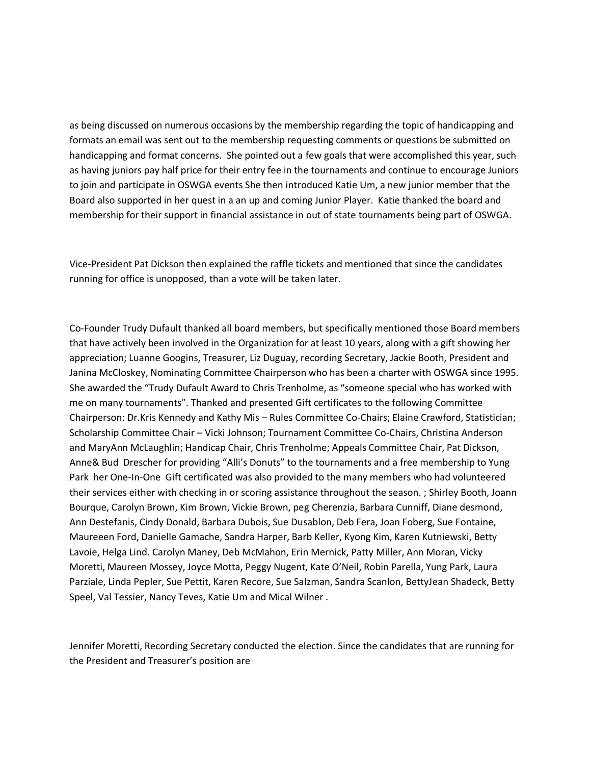as being discussed on numerous occasions by the membership regarding the topic of handicapping and formats an email was sent out to the membership requesting comments or questions be submitted on handicapping and format concerns. She pointed out a few goals that were accomplished this year, such as having juniors pay half price for their entry fee in the tournaments and continue to encourage Juniors to join and participate in OSWGA events She then introduced Katie Um, a new junior member that the Board also supported in her quest in a an up and coming Junior Player. Katie thanked the board and membership for their support in financial assistance in out of state tournaments being part of OSWGA.

Vice-President Pat Dickson then explained the raffle tickets and mentioned that since the candidates running for office is unopposed, than a vote will be taken later.

Co-Founder Trudy Dufault thanked all board members, but specifically mentioned those Board members that have actively been involved in the Organization for at least 10 years, along with a gift showing her appreciation; Luanne Googins, Treasurer, Liz Duguay, recording Secretary, Jackie Booth, President and Janina McCloskey, Nominating Committee Chairperson who has been a charter with OSWGA since 1995. She awarded the "Trudy Dufault Award to Chris Trenholme, as "someone special who has worked with me on many tournaments". Thanked and presented Gift certificates to the following Committee Chairperson: Dr.Kris Kennedy and Kathy Mis – Rules Committee Co-Chairs; Elaine Crawford, Statistician; Scholarship Committee Chair – Vicki Johnson; Tournament Committee Co-Chairs, Christina Anderson and MaryAnn McLaughlin; Handicap Chair, Chris Trenholme; Appeals Committee Chair, Pat Dickson, Anne& Bud Drescher for providing "Alli's Donuts" to the tournaments and a free membership to Yung Park her One-In-One Gift certificated was also provided to the many members who had volunteered their services either with checking in or scoring assistance throughout the season. ; Shirley Booth, Joann Bourque, Carolyn Brown, Kim Brown, Vickie Brown, peg Cherenzia, Barbara Cunniff, Diane desmond, Ann Destefanis, Cindy Donald, Barbara Dubois, Sue Dusablon, Deb Fera, Joan Foberg, Sue Fontaine, Maureeen Ford, Danielle Gamache, Sandra Harper, Barb Keller, Kyong Kim, Karen Kutniewski, Betty Lavoie, Helga Lind. Carolyn Maney, Deb McMahon, Erin Mernick, Patty Miller, Ann Moran, Vicky Moretti, Maureen Mossey, Joyce Motta, Peggy Nugent, Kate O'Neil, Robin Parella, Yung Park, Laura Parziale, Linda Pepler, Sue Pettit, Karen Recore, Sue Salzman, Sandra Scanlon, BettyJean Shadeck, Betty Speel, Val Tessier, Nancy Teves, Katie Um and Mical Wilner .

Jennifer Moretti, Recording Secretary conducted the election. Since the candidates that are running for the President and Treasurer's position are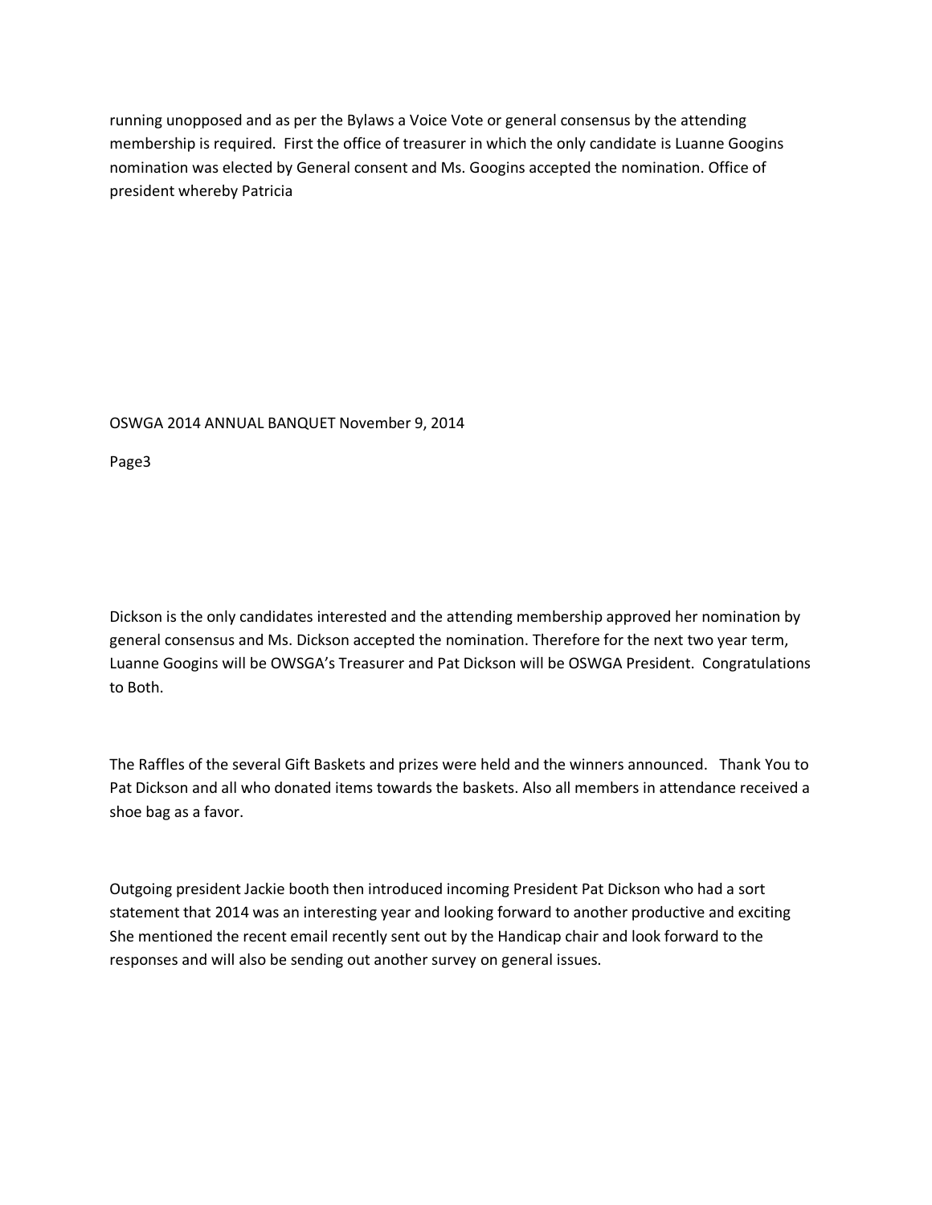running unopposed and as per the Bylaws a Voice Vote or general consensus by the attending membership is required. First the office of treasurer in which the only candidate is Luanne Googins nomination was elected by General consent and Ms. Googins accepted the nomination. Office of president whereby Patricia

Dickson is the only candidates interested and the attending membership approved her nomination by general consensus and Ms. Dickson accepted the nomination. Therefore for the next two year term, Luanne Googins will be OWSGA's Treasurer and Pat Dickson will be OSWGA President. Congratulations to Both.

The Raffles of the several Gift Baskets and prizes were held and the winners announced. Thank You to Pat Dickson and all who donated items towards the baskets. Also all members in attendance received a shoe bag as a favor.

Outgoing president Jackie booth then introduced incoming President Pat Dickson who had a sort statement that 2014 was an interesting year and looking forward to another productive and exciting She mentioned the recent email recently sent out by the Handicap chair and look forward to the responses and will also be sending out another survey on general issues.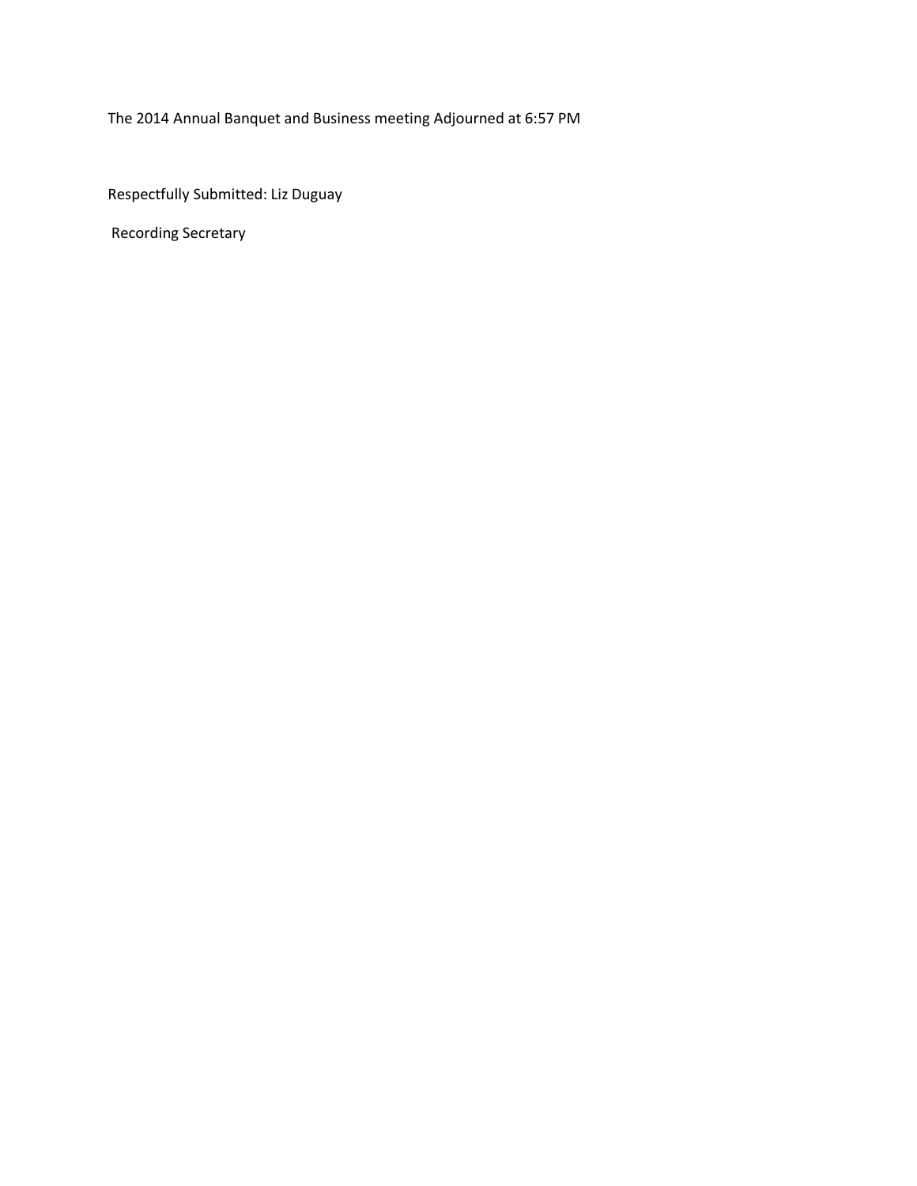The 2014 Annual Banquet and Business meeting Adjourned at 6:57 PM

Respectfully Submitted: Liz Duguay

Recording Secretary